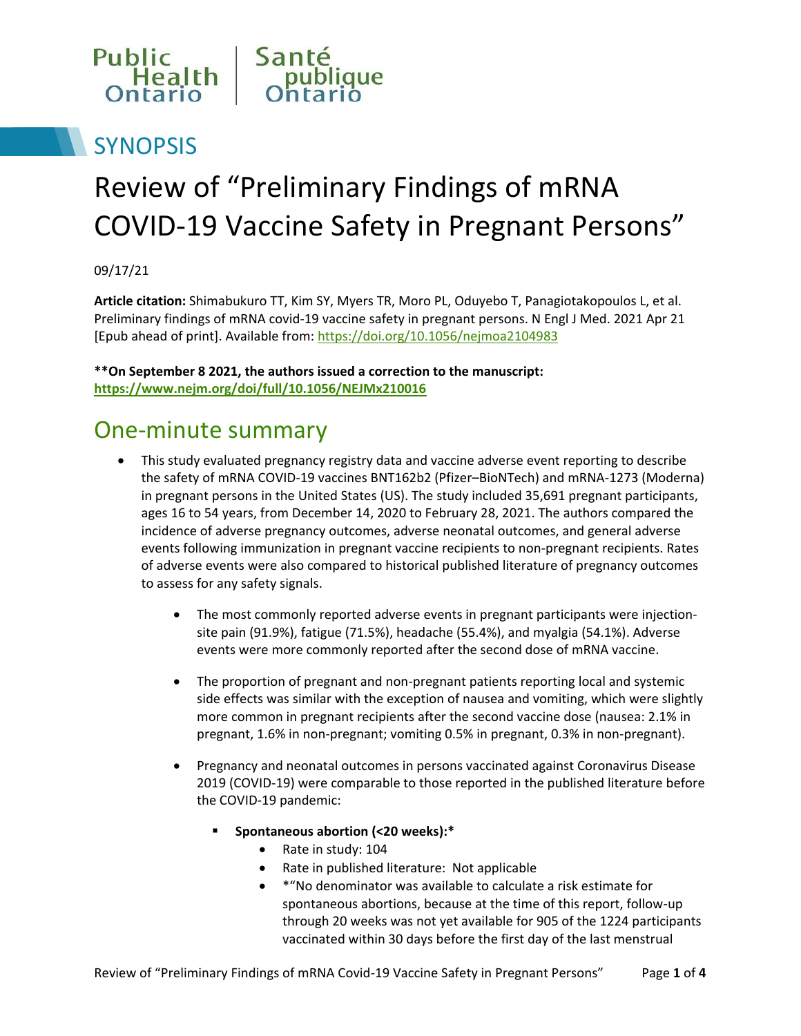Public Health Ontario | Santé publique Ontario

# SYNOPSIS

# Review of “Preliminary Findings of mRNA COVID-19 Vaccine Safety in Pregnant Persons”

09/17/21

**Article citation:** Shimabukuro TT, Kim SY, Myers TR, Moro PL, Oduyebo T, Panagiotakopoulos L, et al. Preliminary findings of mRNA covid-19 vaccine safety in pregnant persons. N Engl J Med. 2021 Apr 21 [Epub ahead of print]. Available from: https://doi.org/10.1056/nejmoa2104983

**\*\*On September 8 2021, the authors issued a correction to the manuscript: https://www.nejm.org/doi/full/10.1056/NEJMx210016**

## One-minute summary

- This study evaluated pregnancy registry data and vaccine adverse event reporting to describe the safety of mRNA COVID-19 vaccines BNT162b2 (Pfizer–BioNTech) and mRNA-1273 (Moderna) in pregnant persons in the United States (US). The study included 35,691 pregnant participants, ages 16 to 54 years, from December 14, 2020 to February 28, 2021. The authors compared the incidence of adverse pregnancy outcomes, adverse neonatal outcomes, and general adverse events following immunization in pregnant vaccine recipients to non-pregnant recipients. Rates of adverse events were also compared to historical published literature of pregnancy outcomes to assess for any safety signals.
  - The most commonly reported adverse events in pregnant participants were injection-site pain (91.9%), fatigue (71.5%), headache (55.4%), and myalgia (54.1%). Adverse events were more commonly reported after the second dose of mRNA vaccine.
  - The proportion of pregnant and non-pregnant patients reporting local and systemic side effects was similar with the exception of nausea and vomiting, which were slightly more common in pregnant recipients after the second vaccine dose (nausea: 2.1% in pregnant, 1.6% in non-pregnant; vomiting 0.5% in pregnant, 0.3% in non-pregnant).
  - Pregnancy and neonatal outcomes in persons vaccinated against Coronavirus Disease 2019 (COVID-19) were comparable to those reported in the published literature before the COVID-19 pandemic:
    - **Spontaneous abortion (<20 weeks):\***
      - Rate in study: 104
      - Rate in published literature: Not applicable
      - \*“No denominator was available to calculate a risk estimate for spontaneous abortions, because at the time of this report, follow-up through 20 weeks was not yet available for 905 of the 1224 participants vaccinated within 30 days before the first day of the last menstrual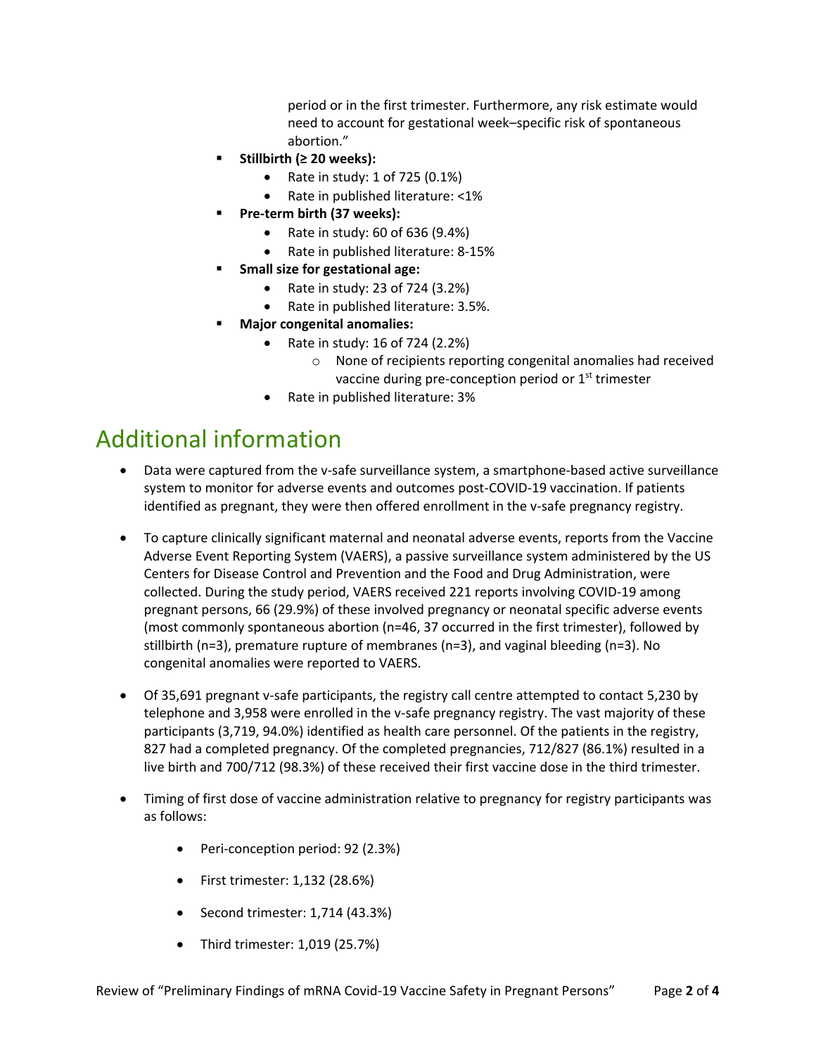period or in the first trimester. Furthermore, any risk estimate would need to account for gestational week–specific risk of spontaneous abortion."

- **Stillbirth (≥ 20 weeks):**
    - Rate in study: 1 of 725 (0.1%)
    - Rate in published literature: <1%
- **Pre-term birth (37 weeks):**
    - Rate in study: 60 of 636 (9.4%)
    - Rate in published literature: 8-15%
- **Small size for gestational age:**
    - Rate in study: 23 of 724 (3.2%)
    - Rate in published literature: 3.5%.
- **Major congenital anomalies:**
    - Rate in study: 16 of 724 (2.2%)
        - None of recipients reporting congenital anomalies had received vaccine during pre-conception period or 1st trimester
    - Rate in published literature: 3%

# Additional information

- Data were captured from the v-safe surveillance system, a smartphone-based active surveillance system to monitor for adverse events and outcomes post-COVID-19 vaccination. If patients identified as pregnant, they were then offered enrollment in the v-safe pregnancy registry.

- To capture clinically significant maternal and neonatal adverse events, reports from the Vaccine Adverse Event Reporting System (VAERS), a passive surveillance system administered by the US Centers for Disease Control and Prevention and the Food and Drug Administration, were collected. During the study period, VAERS received 221 reports involving COVID-19 among pregnant persons, 66 (29.9%) of these involved pregnancy or neonatal specific adverse events (most commonly spontaneous abortion (n=46, 37 occurred in the first trimester), followed by stillbirth (n=3), premature rupture of membranes (n=3), and vaginal bleeding (n=3). No congenital anomalies were reported to VAERS.

- Of 35,691 pregnant v-safe participants, the registry call centre attempted to contact 5,230 by telephone and 3,958 were enrolled in the v-safe pregnancy registry. The vast majority of these participants (3,719, 94.0%) identified as health care personnel. Of the patients in the registry, 827 had a completed pregnancy. Of the completed pregnancies, 712/827 (86.1%) resulted in a live birth and 700/712 (98.3%) of these received their first vaccine dose in the third trimester.

- Timing of first dose of vaccine administration relative to pregnancy for registry participants was as follows:

    - Peri-conception period: 92 (2.3%)
    - First trimester: 1,132 (28.6%)
    - Second trimester: 1,714 (43.3%)
    - Third trimester: 1,019 (25.7%)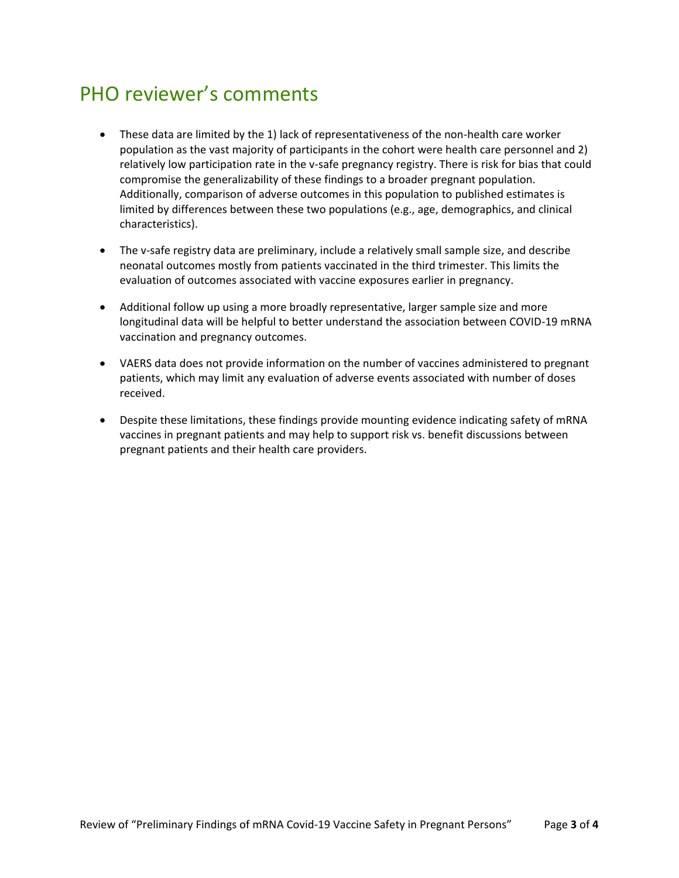# PHO reviewer's comments

- These data are limited by the 1) lack of representativeness of the non-health care worker population as the vast majority of participants in the cohort were health care personnel and 2) relatively low participation rate in the v-safe pregnancy registry. There is risk for bias that could compromise the generalizability of these findings to a broader pregnant population. Additionally, comparison of adverse outcomes in this population to published estimates is limited by differences between these two populations (e.g., age, demographics, and clinical characteristics).

- The v-safe registry data are preliminary, include a relatively small sample size, and describe neonatal outcomes mostly from patients vaccinated in the third trimester. This limits the evaluation of outcomes associated with vaccine exposures earlier in pregnancy.

- Additional follow up using a more broadly representative, larger sample size and more longitudinal data will be helpful to better understand the association between COVID-19 mRNA vaccination and pregnancy outcomes.

- VAERS data does not provide information on the number of vaccines administered to pregnant patients, which may limit any evaluation of adverse events associated with number of doses received.

- Despite these limitations, these findings provide mounting evidence indicating safety of mRNA vaccines in pregnant patients and may help to support risk vs. benefit discussions between pregnant patients and their health care providers.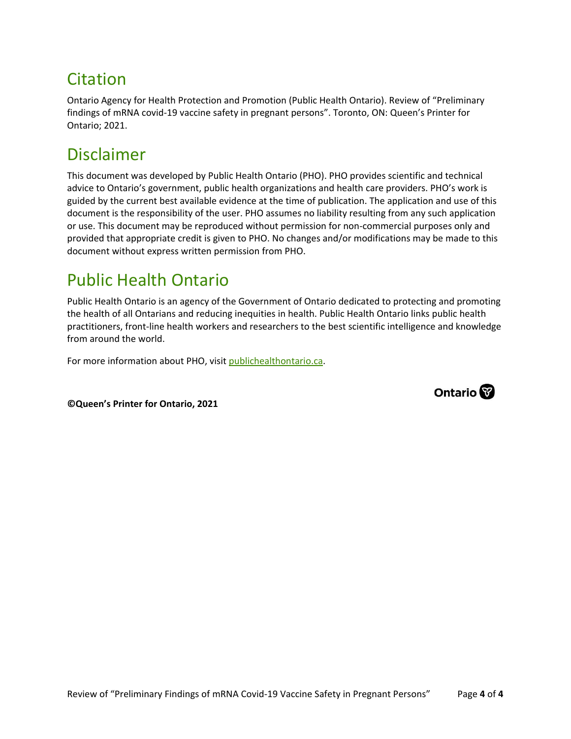# Citation

Ontario Agency for Health Protection and Promotion (Public Health Ontario). Review of "Preliminary findings of mRNA covid-19 vaccine safety in pregnant persons". Toronto, ON: Queen's Printer for Ontario; 2021.

# Disclaimer

This document was developed by Public Health Ontario (PHO). PHO provides scientific and technical advice to Ontario's government, public health organizations and health care providers. PHO's work is guided by the current best available evidence at the time of publication. The application and use of this document is the responsibility of the user. PHO assumes no liability resulting from any such application or use. This document may be reproduced without permission for non-commercial purposes only and provided that appropriate credit is given to PHO. No changes and/or modifications may be made to this document without express written permission from PHO.

# Public Health Ontario

Public Health Ontario is an agency of the Government of Ontario dedicated to protecting and promoting the health of all Ontarians and reducing inequities in health. Public Health Ontario links public health practitioners, front-line health workers and researchers to the best scientific intelligence and knowledge from around the world.

For more information about PHO, visit [publichealthontario.ca](publichealthontario.ca).

Ontario

**©Queen's Printer for Ontario, 2021**